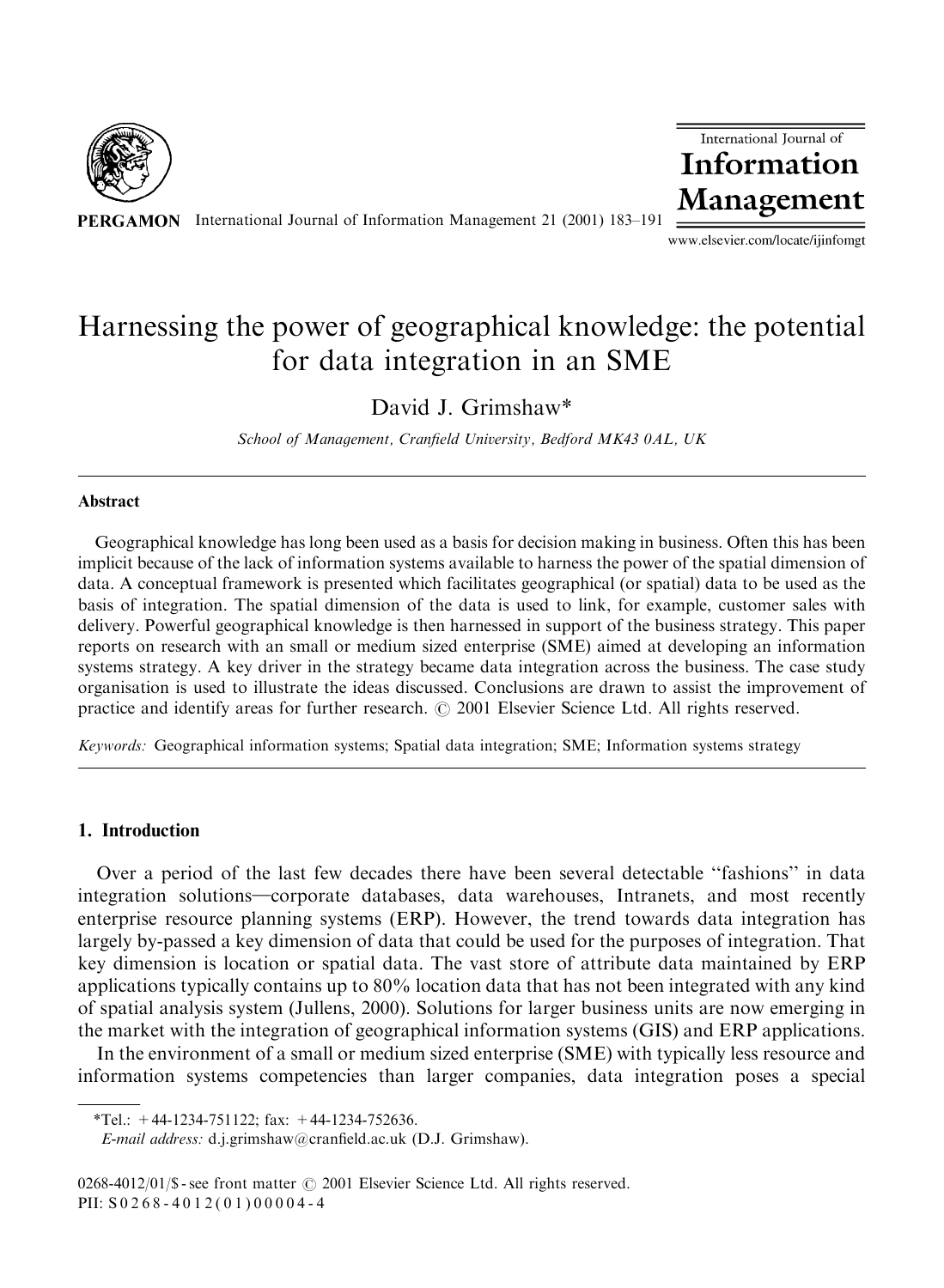# Harnessing the power of geographical knowledge: the potential for data integration in an SME

David J. Grimshaw*

*School of Management, Cranfield University, Bedford MK43 0AL, UK*

## Abstract

Geographical knowledge has long been used as a basis for decision making in business. Often this has been implicit because of the lack of information systems available to harness the power of the spatial dimension of data. A conceptual framework is presented which facilitates geographical (or spatial) data to be used as the basis of integration. The spatial dimension of the data is used to link, for example, customer sales with delivery. Powerful geographical knowledge is then harnessed in support of the business strategy. This paper reports on research with an small or medium sized enterprise (SME) aimed at developing an information systems strategy. A key driver in the strategy became data integration across the business. The case study organisation is used to illustrate the ideas discussed. Conclusions are drawn to assist the improvement of practice and identify areas for further research. © 2001 Elsevier Science Ltd. All rights reserved.

*Keywords:* Geographical information systems; Spatial data integration; SME; Information systems strategy

## 1. Introduction

Over a period of the last few decades there have been several detectable "fashions" in data integration solutions—corporate databases, data warehouses, Intranets, and most recently enterprise resource planning systems (ERP). However, the trend towards data integration has largely by-passed a key dimension of data that could be used for the purposes of integration. That key dimension is location or spatial data. The vast store of attribute data maintained by ERP applications typically contains up to 80% location data that has not been integrated with any kind of spatial analysis system (Jullens, 2000). Solutions for larger business units are now emerging in the market with the integration of geographical information systems (GIS) and ERP applications.

In the environment of a small or medium sized enterprise (SME) with typically less resource and information systems competencies than larger companies, data integration poses a special

---

*Tel.: +44-1234-751122; fax: +44-1234-752636.

*E-mail address:* d.j.grimshaw@cranfield.ac.uk (D.J. Grimshaw).

0268-4012/01/$ - see front matter © 2001 Elsevier Science Ltd. All rights reserved.
PII: S0268-4012(01)00004-4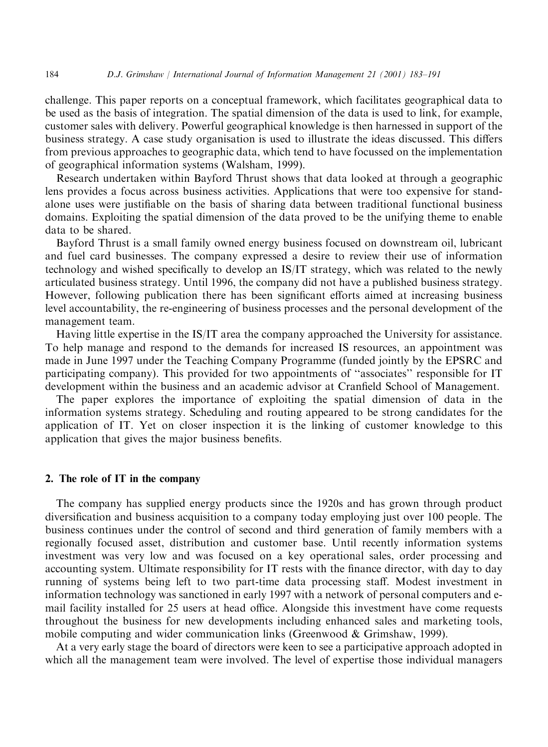challenge. This paper reports on a conceptual framework, which facilitates geographical data to be used as the basis of integration. The spatial dimension of the data is used to link, for example, customer sales with delivery. Powerful geographical knowledge is then harnessed in support of the business strategy. A case study organisation is used to illustrate the ideas discussed. This differs from previous approaches to geographic data, which tend to have focussed on the implementation of geographical information systems (Walsham, 1999).

Research undertaken within Bayford Thrust shows that data looked at through a geographic lens provides a focus across business activities. Applications that were too expensive for stand-alone uses were justifiable on the basis of sharing data between traditional functional business domains. Exploiting the spatial dimension of the data proved to be the unifying theme to enable data to be shared.

Bayford Thrust is a small family owned energy business focused on downstream oil, lubricant and fuel card businesses. The company expressed a desire to review their use of information technology and wished specifically to develop an IS/IT strategy, which was related to the newly articulated business strategy. Until 1996, the company did not have a published business strategy. However, following publication there has been significant efforts aimed at increasing business level accountability, the re-engineering of business processes and the personal development of the management team.

Having little expertise in the IS/IT area the company approached the University for assistance. To help manage and respond to the demands for increased IS resources, an appointment was made in June 1997 under the Teaching Company Programme (funded jointly by the EPSRC and participating company). This provided for two appointments of "associates" responsible for IT development within the business and an academic advisor at Cranfield School of Management.

The paper explores the importance of exploiting the spatial dimension of data in the information systems strategy. Scheduling and routing appeared to be strong candidates for the application of IT. Yet on closer inspection it is the linking of customer knowledge to this application that gives the major business benefits.

## 2. The role of IT in the company

The company has supplied energy products since the 1920s and has grown through product diversification and business acquisition to a company today employing just over 100 people. The business continues under the control of second and third generation of family members with a regionally focused asset, distribution and customer base. Until recently information systems investment was very low and was focused on a key operational sales, order processing and accounting system. Ultimate responsibility for IT rests with the finance director, with day to day running of systems being left to two part-time data processing staff. Modest investment in information technology was sanctioned in early 1997 with a network of personal computers and e-mail facility installed for 25 users at head office. Alongside this investment have come requests throughout the business for new developments including enhanced sales and marketing tools, mobile computing and wider communication links (Greenwood & Grimshaw, 1999).

At a very early stage the board of directors were keen to see a participative approach adopted in which all the management team were involved. The level of expertise those individual managers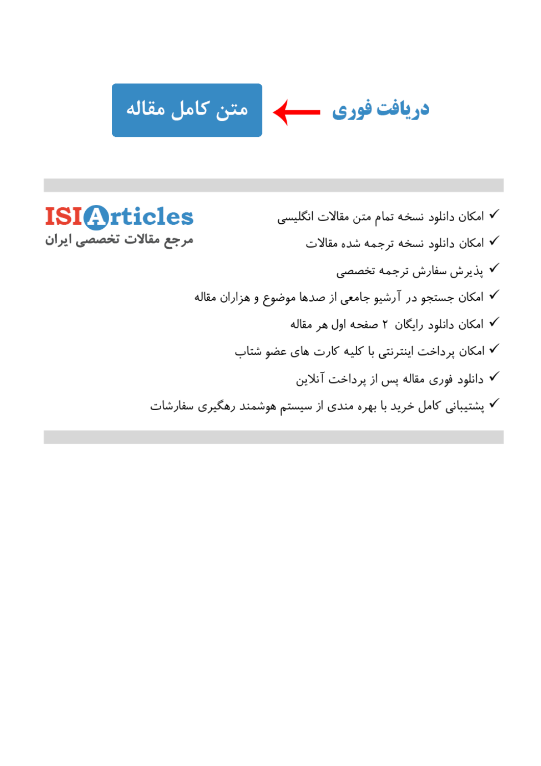دریافت فوری ← متن کامل مقاله

**ISIArticles**
مرجع مقالات تخصصی ایران

- ✓ امکان دانلود نسخه تمام متن مقالات انگلیسی
- ✓ امکان دانلود نسخه ترجمه شده مقالات
- ✓ پذیرش سفارش ترجمه تخصصی
- ✓ امکان جستجو در آرشیو جامعی از صدها موضوع و هزاران مقاله
- ✓ امکان دانلود رایگان ۲ صفحه اول هر مقاله
- ✓ امکان پرداخت اینترنتی با کلیه کارت های عضو شتاب
- ✓ دانلود فوری مقاله پس از پرداخت آنلاین
- ✓ پشتیبانی کامل خرید با بهره مندی از سیستم هوشمند رهگیری سفارشات